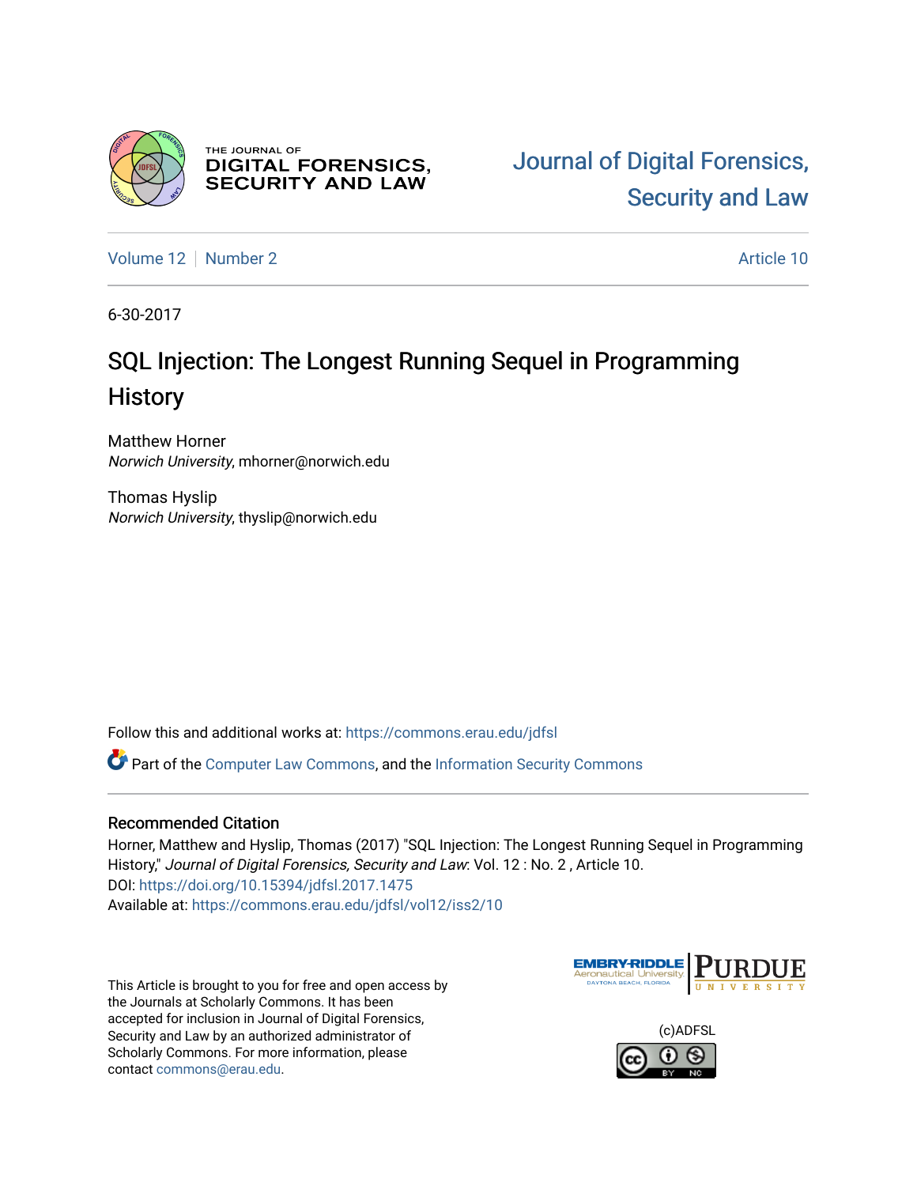THE JOURNAL OF DIGITAL FORENSICS, SECURITY AND LAW

Journal of Digital Forensics, Security and Law

Volume 12 | Number 2 Article 10

6-30-2017

# SQL Injection: The Longest Running Sequel in Programming History

Matthew Horner
*Norwich University*, mhorner@norwich.edu

Thomas Hyslip
*Norwich University*, thyslip@norwich.edu

Follow this and additional works at: https://commons.erau.edu/jdfsl

Part of the Computer Law Commons, and the Information Security Commons

## Recommended Citation

Horner, Matthew and Hyslip, Thomas (2017) "SQL Injection: The Longest Running Sequel in Programming History," *Journal of Digital Forensics, Security and Law*: Vol. 12 : No. 2 , Article 10.
DOI: https://doi.org/10.15394/jdfsl.2017.1475
Available at: https://commons.erau.edu/jdfsl/vol12/iss2/10

This Article is brought to you for free and open access by the Journals at Scholarly Commons. It has been accepted for inclusion in Journal of Digital Forensics, Security and Law by an authorized administrator of Scholarly Commons. For more information, please contact commons@erau.edu.

EMBRY-RIDDLE Aeronautical University DAYTONA BEACH, FLORIDA | PURDUE UNIVERSITY

(c)ADFSL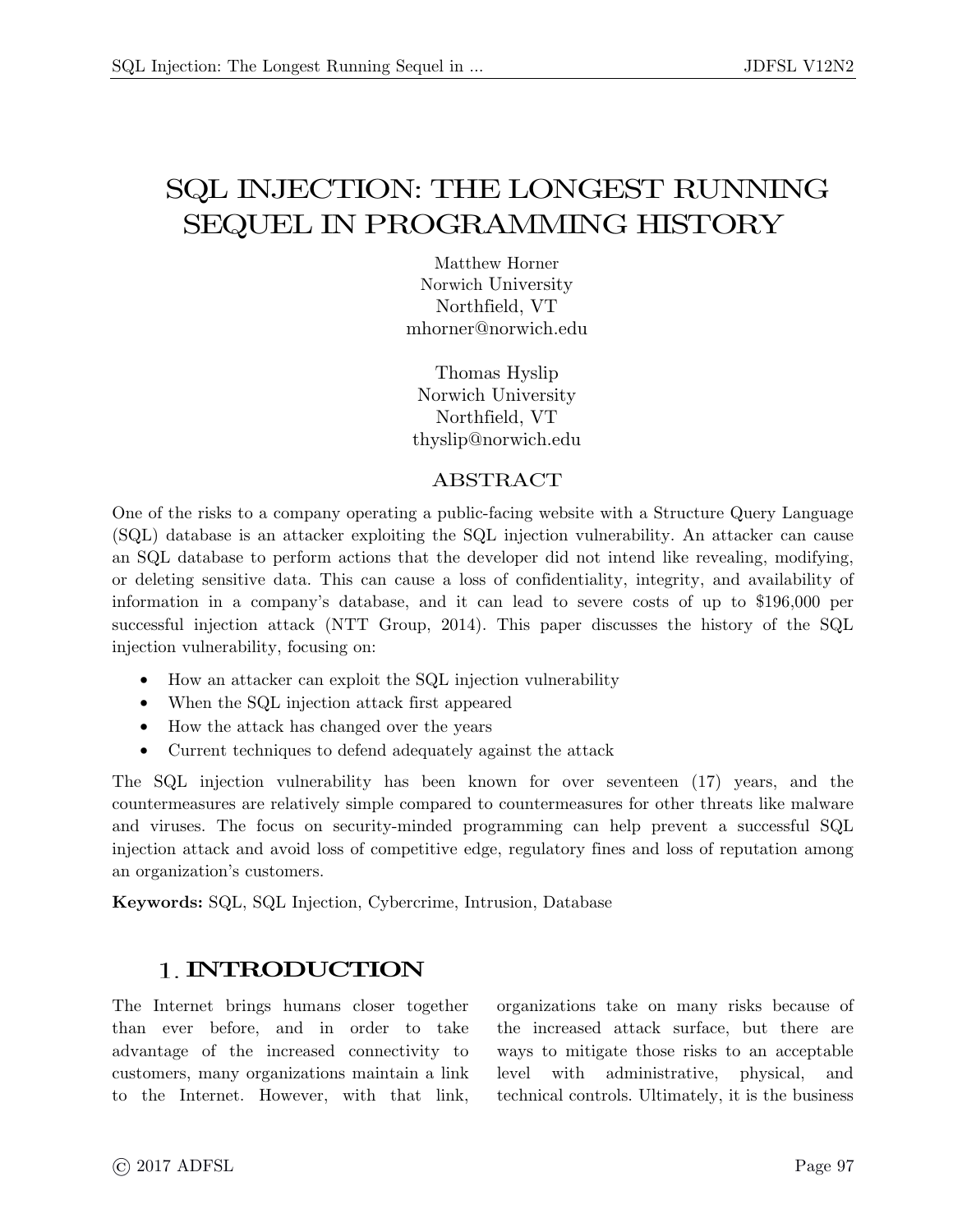# SQL INJECTION: THE LONGEST RUNNING SEQUEL IN PROGRAMMING HISTORY

Matthew Horner
Norwich University
Northfield, VT
mhorner@norwich.edu

Thomas Hyslip
Norwich University
Northfield, VT
thyslip@norwich.edu

## ABSTRACT

One of the risks to a company operating a public-facing website with a Structure Query Language (SQL) database is an attacker exploiting the SQL injection vulnerability. An attacker can cause an SQL database to perform actions that the developer did not intend like revealing, modifying, or deleting sensitive data. This can cause a loss of confidentiality, integrity, and availability of information in a company's database, and it can lead to severe costs of up to $196,000 per successful injection attack (NTT Group, 2014). This paper discusses the history of the SQL injection vulnerability, focusing on:

- How an attacker can exploit the SQL injection vulnerability
- When the SQL injection attack first appeared
- How the attack has changed over the years
- Current techniques to defend adequately against the attack

The SQL injection vulnerability has been known for over seventeen (17) years, and the countermeasures are relatively simple compared to countermeasures for other threats like malware and viruses. The focus on security-minded programming can help prevent a successful SQL injection attack and avoid loss of competitive edge, regulatory fines and loss of reputation among an organization's customers.

**Keywords:** SQL, SQL Injection, Cybercrime, Intrusion, Database

## 1. INTRODUCTION

The Internet brings humans closer together than ever before, and in order to take advantage of the increased connectivity to customers, many organizations maintain a link to the Internet. However, with that link, organizations take on many risks because of the increased attack surface, but there are ways to mitigate those risks to an acceptable level with administrative, physical, and technical controls. Ultimately, it is the business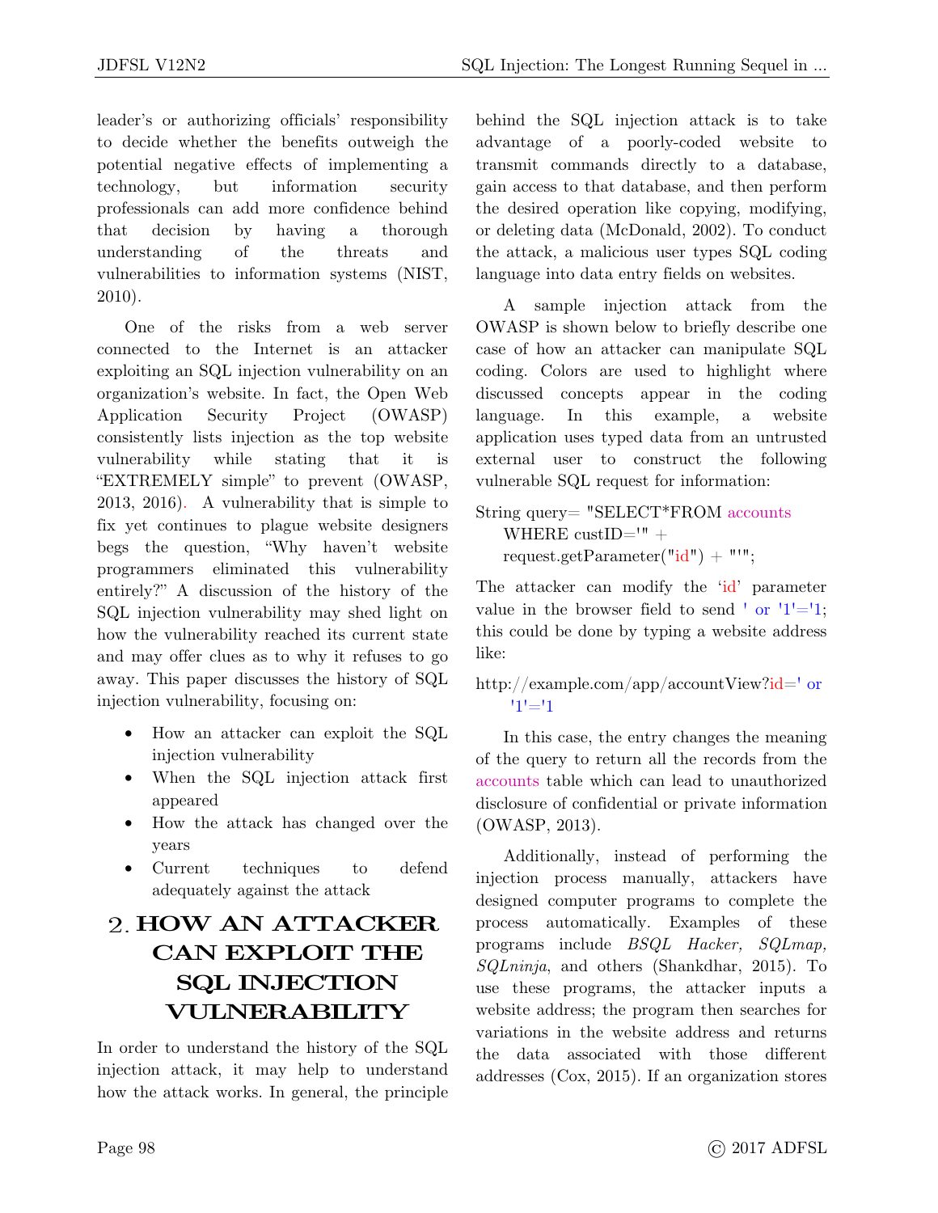leader's or authorizing officials' responsibility to decide whether the benefits outweigh the potential negative effects of implementing a technology, but information security professionals can add more confidence behind that decision by having a thorough understanding of the threats and vulnerabilities to information systems (NIST, 2010).

One of the risks from a web server connected to the Internet is an attacker exploiting an SQL injection vulnerability on an organization's website. In fact, the Open Web Application Security Project (OWASP) consistently lists injection as the top website vulnerability while stating that it is "EXTREMELY simple" to prevent (OWASP, 2013, 2016). A vulnerability that is simple to fix yet continues to plague website designers begs the question, "Why haven't website programmers eliminated this vulnerability entirely?" A discussion of the history of the SQL injection vulnerability may shed light on how the vulnerability reached its current state and may offer clues as to why it refuses to go away. This paper discusses the history of SQL injection vulnerability, focusing on:

- How an attacker can exploit the SQL injection vulnerability
- When the SQL injection attack first appeared
- How the attack has changed over the years
- Current techniques to defend adequately against the attack

## 2. HOW AN ATTACKER CAN EXPLOIT THE SQL INJECTION VULNERABILITY

In order to understand the history of the SQL injection attack, it may help to understand how the attack works. In general, the principle behind the SQL injection attack is to take advantage of a poorly-coded website to transmit commands directly to a database, gain access to that database, and then perform the desired operation like copying, modifying, or deleting data (McDonald, 2002). To conduct the attack, a malicious user types SQL coding language into data entry fields on websites.

A sample injection attack from the OWASP is shown below to briefly describe one case of how an attacker can manipulate SQL coding. Colors are used to highlight where discussed concepts appear in the coding language. In this example, a website application uses typed data from an untrusted external user to construct the following vulnerable SQL request for information:

```
String query= "SELECT*FROM accounts
    WHERE custID='" +
    request.getParameter("id") + "'";
```

The attacker can modify the 'id' parameter value in the browser field to send ' or '1'='1; this could be done by typing a website address like:

```
http://example.com/app/accountView?id=' or
    '1'='1
```

In this case, the entry changes the meaning of the query to return all the records from the accounts table which can lead to unauthorized disclosure of confidential or private information (OWASP, 2013).

Additionally, instead of performing the injection process manually, attackers have designed computer programs to complete the process automatically. Examples of these programs include *BSQL Hacker*, *SQLmap*, *SQLninja*, and others (Shankdhar, 2015). To use these programs, the attacker inputs a website address; the program then searches for variations in the website address and returns the data associated with those different addresses (Cox, 2015). If an organization stores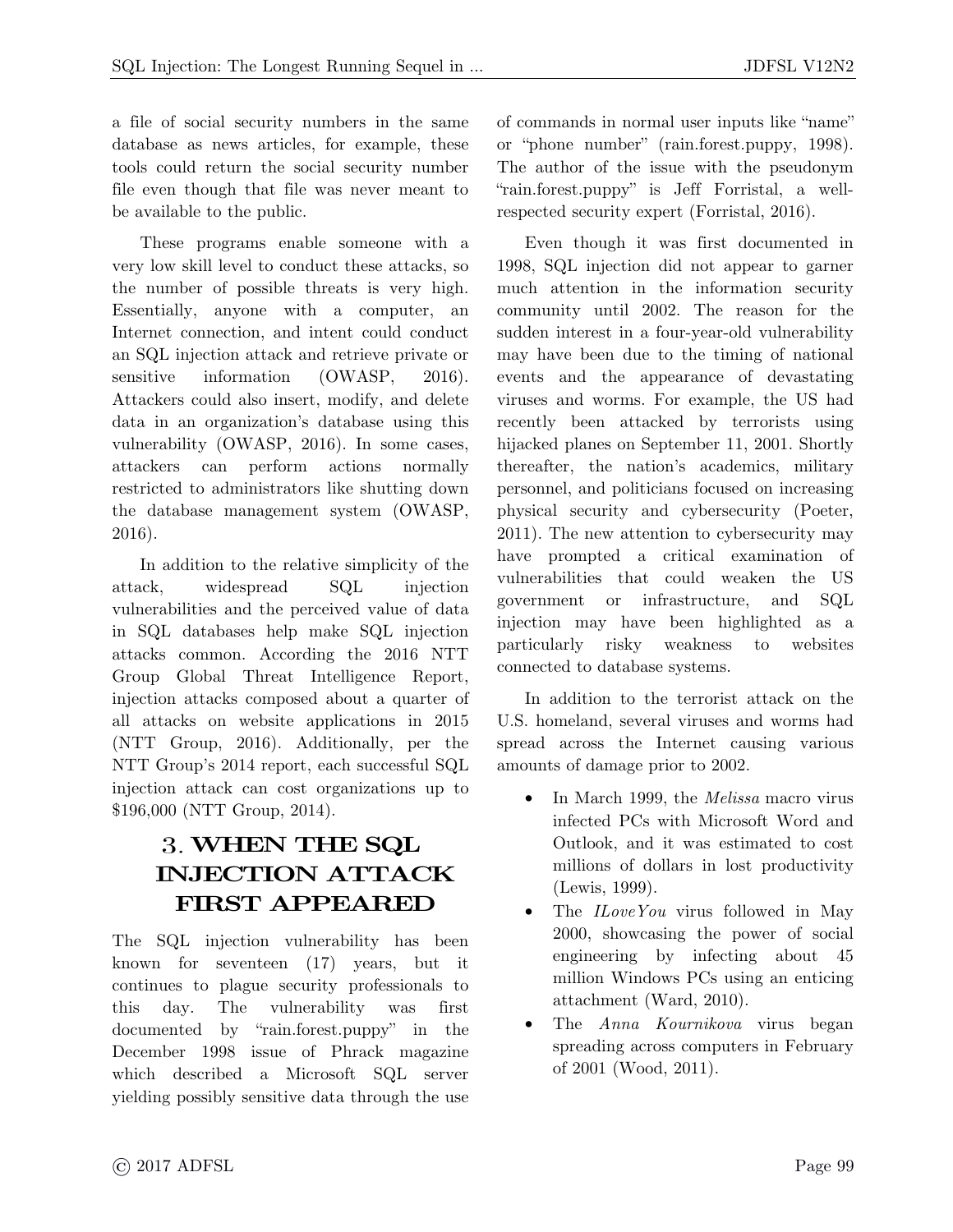a file of social security numbers in the same database as news articles, for example, these tools could return the social security number file even though that file was never meant to be available to the public.

These programs enable someone with a very low skill level to conduct these attacks, so the number of possible threats is very high. Essentially, anyone with a computer, an Internet connection, and intent could conduct an SQL injection attack and retrieve private or sensitive information (OWASP, 2016). Attackers could also insert, modify, and delete data in an organization's database using this vulnerability (OWASP, 2016). In some cases, attackers can perform actions normally restricted to administrators like shutting down the database management system (OWASP, 2016).

In addition to the relative simplicity of the attack, widespread SQL injection vulnerabilities and the perceived value of data in SQL databases help make SQL injection attacks common. According the 2016 NTT Group Global Threat Intelligence Report, injection attacks composed about a quarter of all attacks on website applications in 2015 (NTT Group, 2016). Additionally, per the NTT Group's 2014 report, each successful SQL injection attack can cost organizations up to $196,000 (NTT Group, 2014).

## 3. WHEN THE SQL INJECTION ATTACK FIRST APPEARED

The SQL injection vulnerability has been known for seventeen (17) years, but it continues to plague security professionals to this day. The vulnerability was first documented by "rain.forest.puppy" in the December 1998 issue of Phrack magazine which described a Microsoft SQL server yielding possibly sensitive data through the use of commands in normal user inputs like "name" or "phone number" (rain.forest.puppy, 1998). The author of the issue with the pseudonym "rain.forest.puppy" is Jeff Forristal, a well-respected security expert (Forristal, 2016).

Even though it was first documented in 1998, SQL injection did not appear to garner much attention in the information security community until 2002. The reason for the sudden interest in a four-year-old vulnerability may have been due to the timing of national events and the appearance of devastating viruses and worms. For example, the US had recently been attacked by terrorists using hijacked planes on September 11, 2001. Shortly thereafter, the nation's academics, military personnel, and politicians focused on increasing physical security and cybersecurity (Poeter, 2011). The new attention to cybersecurity may have prompted a critical examination of vulnerabilities that could weaken the US government or infrastructure, and SQL injection may have been highlighted as a particularly risky weakness to websites connected to database systems.

In addition to the terrorist attack on the U.S. homeland, several viruses and worms had spread across the Internet causing various amounts of damage prior to 2002.

- In March 1999, the *Melissa* macro virus infected PCs with Microsoft Word and Outlook, and it was estimated to cost millions of dollars in lost productivity (Lewis, 1999).
- The *ILoveYou* virus followed in May 2000, showcasing the power of social engineering by infecting about 45 million Windows PCs using an enticing attachment (Ward, 2010).
- The *Anna Kournikova* virus began spreading across computers in February of 2001 (Wood, 2011).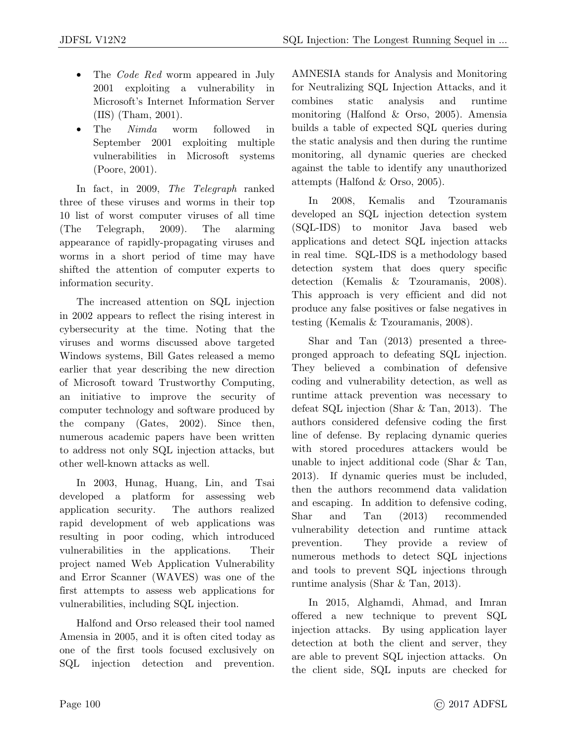- The *Code Red* worm appeared in July 2001 exploiting a vulnerability in Microsoft's Internet Information Server (IIS) (Tham, 2001).
- The *Nimda* worm followed in September 2001 exploiting multiple vulnerabilities in Microsoft systems (Poore, 2001).

In fact, in 2009, *The Telegraph* ranked three of these viruses and worms in their top 10 list of worst computer viruses of all time (The Telegraph, 2009). The alarming appearance of rapidly-propagating viruses and worms in a short period of time may have shifted the attention of computer experts to information security.

The increased attention on SQL injection in 2002 appears to reflect the rising interest in cybersecurity at the time. Noting that the viruses and worms discussed above targeted Windows systems, Bill Gates released a memo earlier that year describing the new direction of Microsoft toward Trustworthy Computing, an initiative to improve the security of computer technology and software produced by the company (Gates, 2002). Since then, numerous academic papers have been written to address not only SQL injection attacks, but other well-known attacks as well.

In 2003, Hunag, Huang, Lin, and Tsai developed a platform for assessing web application security. The authors realized rapid development of web applications was resulting in poor coding, which introduced vulnerabilities in the applications. Their project named Web Application Vulnerability and Error Scanner (WAVES) was one of the first attempts to assess web applications for vulnerabilities, including SQL injection.

Halfond and Orso released their tool named Amensia in 2005, and it is often cited today as one of the first tools focused exclusively on SQL injection detection and prevention. AMNESIA stands for Analysis and Monitoring for Neutralizing SQL Injection Attacks, and it combines static analysis and runtime monitoring (Halfond & Orso, 2005). Amensia builds a table of expected SQL queries during the static analysis and then during the runtime monitoring, all dynamic queries are checked against the table to identify any unauthorized attempts (Halfond & Orso, 2005).

In 2008, Kemalis and Tzouramanis developed an SQL injection detection system (SQL-IDS) to monitor Java based web applications and detect SQL injection attacks in real time. SQL-IDS is a methodology based detection system that does query specific detection (Kemalis & Tzouramanis, 2008). This approach is very efficient and did not produce any false positives or false negatives in testing (Kemalis & Tzouramanis, 2008).

Shar and Tan (2013) presented a three-pronged approach to defeating SQL injection. They believed a combination of defensive coding and vulnerability detection, as well as runtime attack prevention was necessary to defeat SQL injection (Shar & Tan, 2013). The authors considered defensive coding the first line of defense. By replacing dynamic queries with stored procedures attackers would be unable to inject additional code (Shar & Tan, 2013). If dynamic queries must be included, then the authors recommend data validation and escaping. In addition to defensive coding, Shar and Tan (2013) recommended vulnerability detection and runtime attack prevention. They provide a review of numerous methods to detect SQL injections and tools to prevent SQL injections through runtime analysis (Shar & Tan, 2013).

In 2015, Alghamdi, Ahmad, and Imran offered a new technique to prevent SQL injection attacks. By using application layer detection at both the client and server, they are able to prevent SQL injection attacks. On the client side, SQL inputs are checked for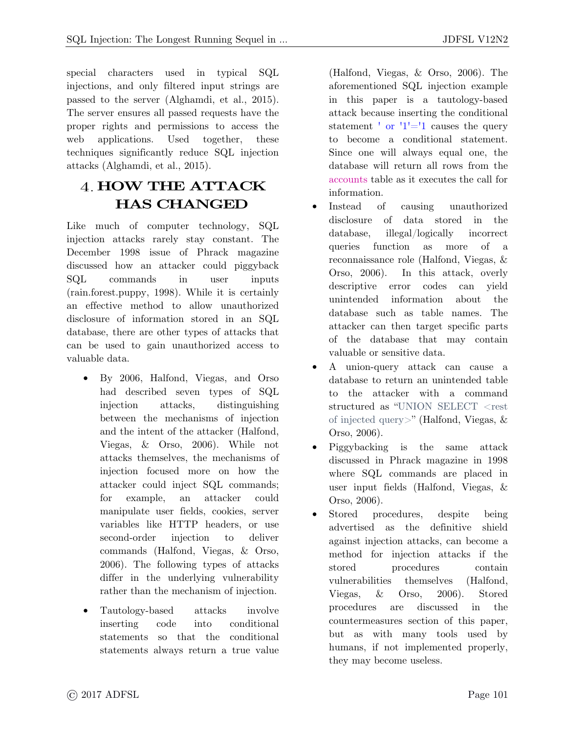special characters used in typical SQL injections, and only filtered input strings are passed to the server (Alghamdi, et al., 2015). The server ensures all passed requests have the proper rights and permissions to access the web applications. Used together, these techniques significantly reduce SQL injection attacks (Alghamdi, et al., 2015).

## 4. HOW THE ATTACK HAS CHANGED

Like much of computer technology, SQL injection attacks rarely stay constant. The December 1998 issue of Phrack magazine discussed how an attacker could piggyback SQL commands in user inputs (rain.forest.puppy, 1998). While it is certainly an effective method to allow unauthorized disclosure of information stored in an SQL database, there are other types of attacks that can be used to gain unauthorized access to valuable data.

- By 2006, Halfond, Viegas, and Orso had described seven types of SQL injection attacks, distinguishing between the mechanisms of injection and the intent of the attacker (Halfond, Viegas, & Orso, 2006). While not attacks themselves, the mechanisms of injection focused more on how the attacker could inject SQL commands; for example, an attacker could manipulate user fields, cookies, server variables like HTTP headers, or use second-order injection to deliver commands (Halfond, Viegas, & Orso, 2006). The following types of attacks differ in the underlying vulnerability rather than the mechanism of injection.
- Tautology-based attacks involve inserting code into conditional statements so that the conditional statements always return a true value (Halfond, Viegas, & Orso, 2006). The aforementioned SQL injection example in this paper is a tautology-based attack because inserting the conditional statement `' or '1'='1` causes the query to become a conditional statement. Since one will always equal one, the database will return all rows from the `accounts` table as it executes the call for information.
- Instead of causing unauthorized disclosure of data stored in the database, illegal/logically incorrect queries function as more of a reconnaissance role (Halfond, Viegas, & Orso, 2006). In this attack, overly descriptive error codes can yield unintended information about the database such as table names. The attacker can then target specific parts of the database that may contain valuable or sensitive data.
- A union-query attack can cause a database to return an unintended table to the attacker with a command structured as "UNION SELECT <rest of injected query>" (Halfond, Viegas, & Orso, 2006).
- Piggybacking is the same attack discussed in Phrack magazine in 1998 where SQL commands are placed in user input fields (Halfond, Viegas, & Orso, 2006).
- Stored procedures, despite being advertised as the definitive shield against injection attacks, can become a method for injection attacks if the stored procedures contain vulnerabilities themselves (Halfond, Viegas, & Orso, 2006). Stored procedures are discussed in the countermeasures section of this paper, but as with many tools used by humans, if not implemented properly, they may become useless.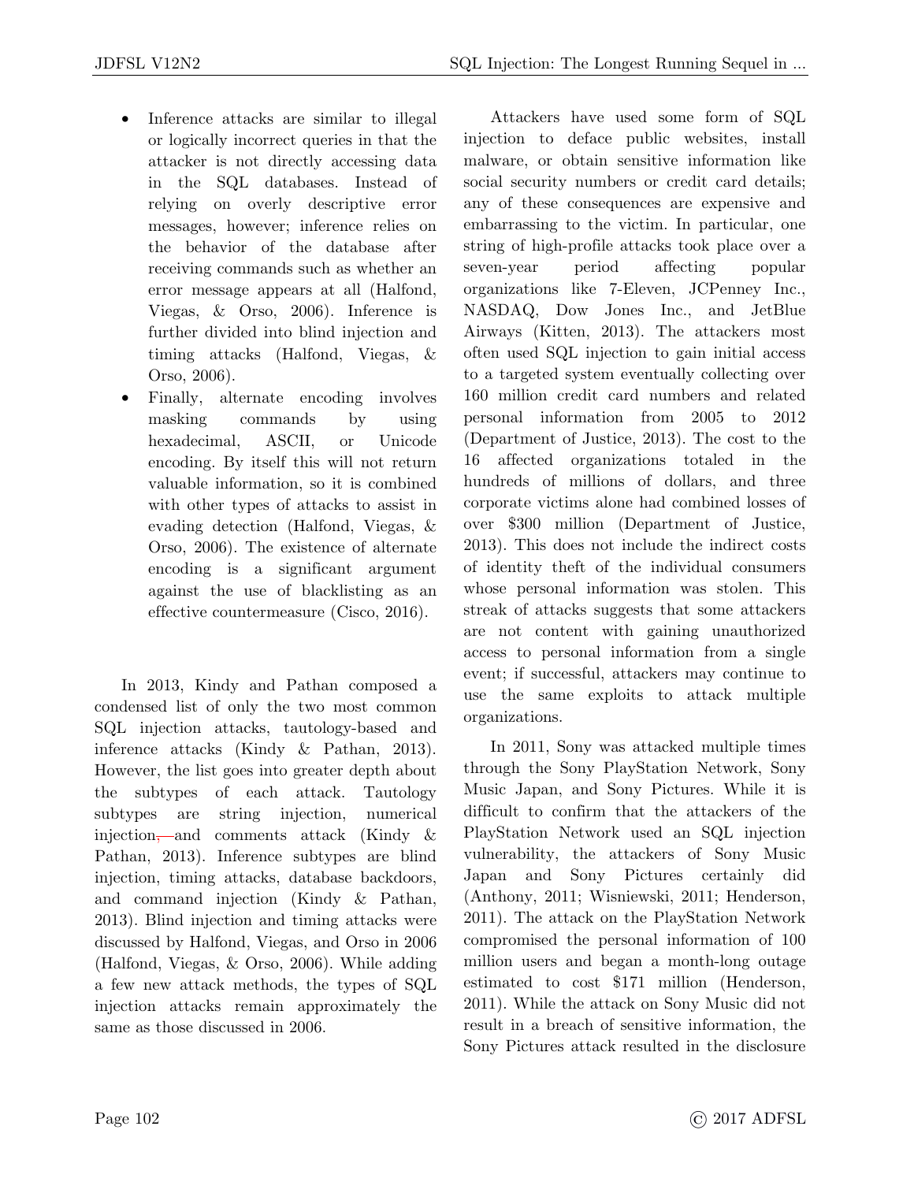- Inference attacks are similar to illegal or logically incorrect queries in that the attacker is not directly accessing data in the SQL databases. Instead of relying on overly descriptive error messages, however; inference relies on the behavior of the database after receiving commands such as whether an error message appears at all (Halfond, Viegas, & Orso, 2006). Inference is further divided into blind injection and timing attacks (Halfond, Viegas, & Orso, 2006).
- Finally, alternate encoding involves masking commands by using hexadecimal, ASCII, or Unicode encoding. By itself this will not return valuable information, so it is combined with other types of attacks to assist in evading detection (Halfond, Viegas, & Orso, 2006). The existence of alternate encoding is a significant argument against the use of blacklisting as an effective countermeasure (Cisco, 2016).

In 2013, Kindy and Pathan composed a condensed list of only the two most common SQL injection attacks, tautology-based and inference attacks (Kindy & Pathan, 2013). However, the list goes into greater depth about the subtypes of each attack. Tautology subtypes are string injection, numerical injection, and comments attack (Kindy & Pathan, 2013). Inference subtypes are blind injection, timing attacks, database backdoors, and command injection (Kindy & Pathan, 2013). Blind injection and timing attacks were discussed by Halfond, Viegas, and Orso in 2006 (Halfond, Viegas, & Orso, 2006). While adding a few new attack methods, the types of SQL injection attacks remain approximately the same as those discussed in 2006.

Attackers have used some form of SQL injection to deface public websites, install malware, or obtain sensitive information like social security numbers or credit card details; any of these consequences are expensive and embarrassing to the victim. In particular, one string of high-profile attacks took place over a seven-year period affecting popular organizations like 7-Eleven, JCPenney Inc., NASDAQ, Dow Jones Inc., and JetBlue Airways (Kitten, 2013). The attackers most often used SQL injection to gain initial access to a targeted system eventually collecting over 160 million credit card numbers and related personal information from 2005 to 2012 (Department of Justice, 2013). The cost to the 16 affected organizations totaled in the hundreds of millions of dollars, and three corporate victims alone had combined losses of over $300 million (Department of Justice, 2013). This does not include the indirect costs of identity theft of the individual consumers whose personal information was stolen. This streak of attacks suggests that some attackers are not content with gaining unauthorized access to personal information from a single event; if successful, attackers may continue to use the same exploits to attack multiple organizations.

In 2011, Sony was attacked multiple times through the Sony PlayStation Network, Sony Music Japan, and Sony Pictures. While it is difficult to confirm that the attackers of the PlayStation Network used an SQL injection vulnerability, the attackers of Sony Music Japan and Sony Pictures certainly did (Anthony, 2011; Wisniewski, 2011; Henderson, 2011). The attack on the PlayStation Network compromised the personal information of 100 million users and began a month-long outage estimated to cost $171 million (Henderson, 2011). While the attack on Sony Music did not result in a breach of sensitive information, the Sony Pictures attack resulted in the disclosure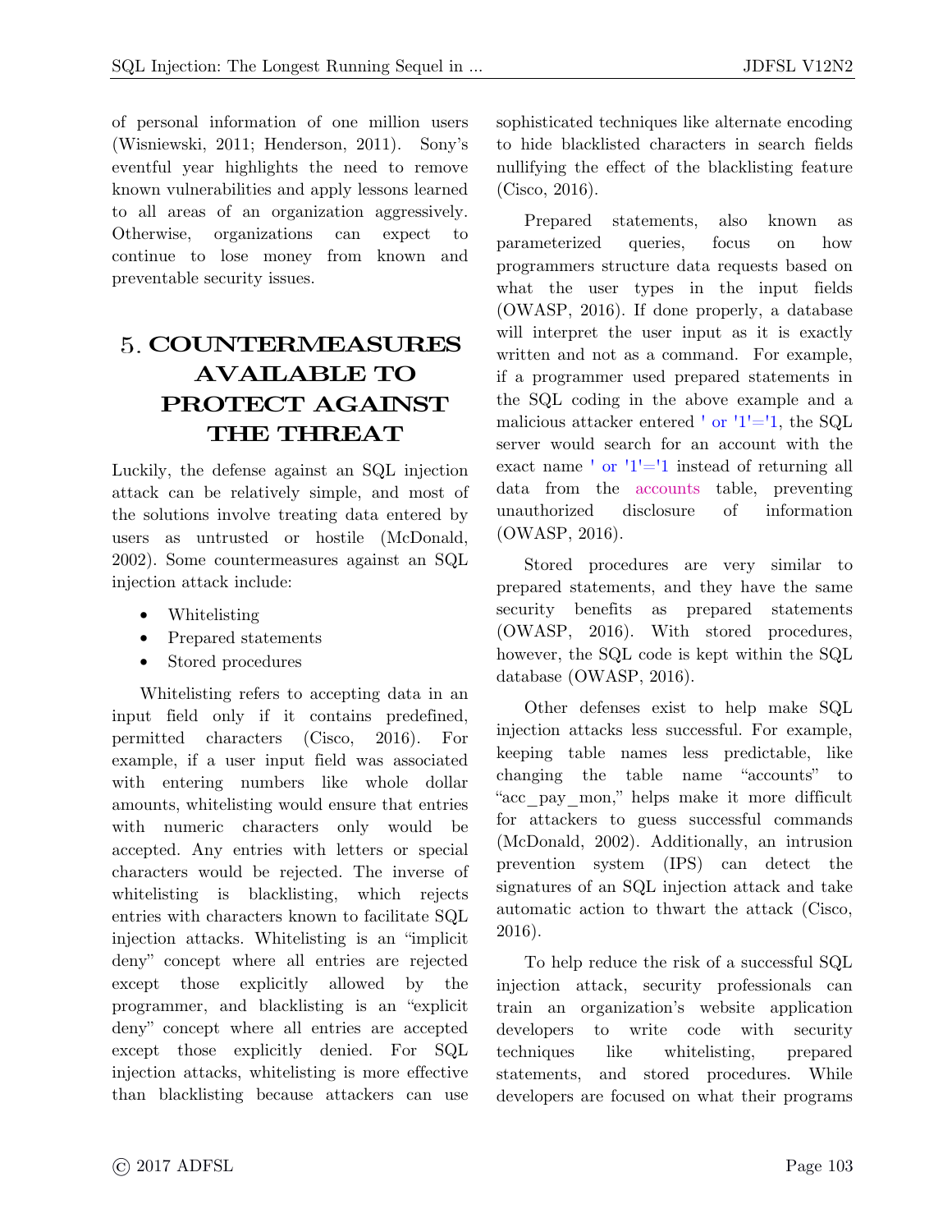of personal information of one million users (Wisniewski, 2011; Henderson, 2011). Sony's eventful year highlights the need to remove known vulnerabilities and apply lessons learned to all areas of an organization aggressively. Otherwise, organizations can expect to continue to lose money from known and preventable security issues.

## 5. COUNTERMEASURES AVAILABLE TO PROTECT AGAINST THE THREAT

Luckily, the defense against an SQL injection attack can be relatively simple, and most of the solutions involve treating data entered by users as untrusted or hostile (McDonald, 2002). Some countermeasures against an SQL injection attack include:

- Whitelisting
- Prepared statements
- Stored procedures

Whitelisting refers to accepting data in an input field only if it contains predefined, permitted characters (Cisco, 2016). For example, if a user input field was associated with entering numbers like whole dollar amounts, whitelisting would ensure that entries with numeric characters only would be accepted. Any entries with letters or special characters would be rejected. The inverse of whitelisting is blacklisting, which rejects entries with characters known to facilitate SQL injection attacks. Whitelisting is an "implicit deny" concept where all entries are rejected except those explicitly allowed by the programmer, and blacklisting is an "explicit deny" concept where all entries are accepted except those explicitly denied. For SQL injection attacks, whitelisting is more effective than blacklisting because attackers can use sophisticated techniques like alternate encoding to hide blacklisted characters in search fields nullifying the effect of the blacklisting feature (Cisco, 2016).

Prepared statements, also known as parameterized queries, focus on how programmers structure data requests based on what the user types in the input fields (OWASP, 2016). If done properly, a database will interpret the user input as it is exactly written and not as a command. For example, if a programmer used prepared statements in the SQL coding in the above example and a malicious attacker entered ' or '1'='1, the SQL server would search for an account with the exact name ' or '1'='1 instead of returning all data from the accounts table, preventing unauthorized disclosure of information (OWASP, 2016).

Stored procedures are very similar to prepared statements, and they have the same security benefits as prepared statements (OWASP, 2016). With stored procedures, however, the SQL code is kept within the SQL database (OWASP, 2016).

Other defenses exist to help make SQL injection attacks less successful. For example, keeping table names less predictable, like changing the table name "accounts" to "acc_pay_mon," helps make it more difficult for attackers to guess successful commands (McDonald, 2002). Additionally, an intrusion prevention system (IPS) can detect the signatures of an SQL injection attack and take automatic action to thwart the attack (Cisco, 2016).

To help reduce the risk of a successful SQL injection attack, security professionals can train an organization's website application developers to write code with security techniques like whitelisting, prepared statements, and stored procedures. While developers are focused on what their programs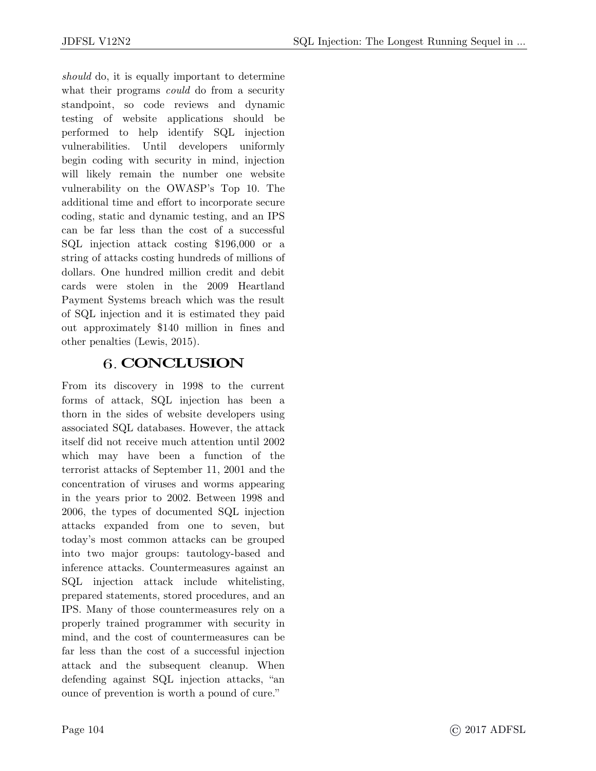*should* do, it is equally important to determine what their programs *could* do from a security standpoint, so code reviews and dynamic testing of website applications should be performed to help identify SQL injection vulnerabilities. Until developers uniformly begin coding with security in mind, injection will likely remain the number one website vulnerability on the OWASP's Top 10. The additional time and effort to incorporate secure coding, static and dynamic testing, and an IPS can be far less than the cost of a successful SQL injection attack costing $196,000 or a string of attacks costing hundreds of millions of dollars. One hundred million credit and debit cards were stolen in the 2009 Heartland Payment Systems breach which was the result of SQL injection and it is estimated they paid out approximately $140 million in fines and other penalties (Lewis, 2015).

## 6. CONCLUSION

From its discovery in 1998 to the current forms of attack, SQL injection has been a thorn in the sides of website developers using associated SQL databases. However, the attack itself did not receive much attention until 2002 which may have been a function of the terrorist attacks of September 11, 2001 and the concentration of viruses and worms appearing in the years prior to 2002. Between 1998 and 2006, the types of documented SQL injection attacks expanded from one to seven, but today's most common attacks can be grouped into two major groups: tautology-based and inference attacks. Countermeasures against an SQL injection attack include whitelisting, prepared statements, stored procedures, and an IPS. Many of those countermeasures rely on a properly trained programmer with security in mind, and the cost of countermeasures can be far less than the cost of a successful injection attack and the subsequent cleanup. When defending against SQL injection attacks, "an ounce of prevention is worth a pound of cure."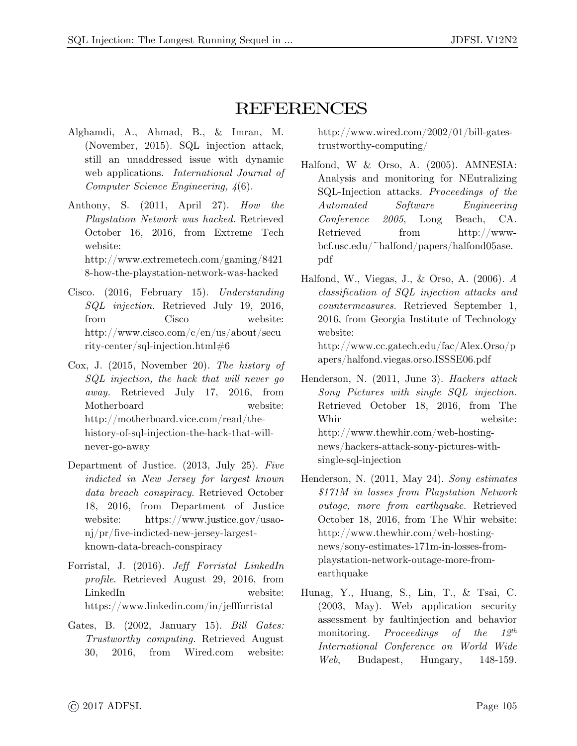# REFERENCES

Alghamdi, A., Ahmad, B., & Imran, M. (November, 2015). SQL injection attack, still an unaddressed issue with dynamic web applications. *International Journal of Computer Science Engineering, 4*(6).

Anthony, S. (2011, April 27). *How the Playstation Network was hacked.* Retrieved October 16, 2016, from Extreme Tech website: http://www.extremetech.com/gaming/84218-how-the-playstation-network-was-hacked

Cisco. (2016, February 15). *Understanding SQL injection.* Retrieved July 19, 2016, from Cisco website: http://www.cisco.com/c/en/us/about/security-center/sql-injection.html#6

Cox, J. (2015, November 20). *The history of SQL injection, the hack that will never go away.* Retrieved July 17, 2016, from Motherboard website: http://motherboard.vice.com/read/the-history-of-sql-injection-the-hack-that-will-never-go-away

Department of Justice. (2013, July 25). *Five indicted in New Jersey for largest known data breach conspiracy.* Retrieved October 18, 2016, from Department of Justice website: https://www.justice.gov/usao-nj/pr/five-indicted-new-jersey-largest-known-data-breach-conspiracy

Forristal, J. (2016). *Jeff Forristal LinkedIn profile*. Retrieved August 29, 2016, from LinkedIn website: https://www.linkedin.com/in/jeffforristal

Gates, B. (2002, January 15). *Bill Gates: Trustworthy computing.* Retrieved August 30, 2016, from Wired.com website: http://www.wired.com/2002/01/bill-gates-trustworthy-computing/

Halfond, W & Orso, A. (2005). AMNESIA: Analysis and monitoring for NEutralizing SQL-Injection attacks. *Proceedings of the Automated Software Engineering Conference 2005*, Long Beach, CA. Retrieved from http://www-bcf.usc.edu/~halfond/papers/halfond05ase.pdf

Halfond, W., Viegas, J., & Orso, A. (2006). *A classification of SQL injection attacks and countermeasures.* Retrieved September 1, 2016, from Georgia Institute of Technology website: http://www.cc.gatech.edu/fac/Alex.Orso/papers/halfond.viegas.orso.ISSSE06.pdf

Henderson, N. (2011, June 3). *Hackers attack Sony Pictures with single SQL injection.* Retrieved October 18, 2016, from The Whir website: http://www.thewhir.com/web-hosting-news/hackers-attack-sony-pictures-with-single-sql-injection

Henderson, N. (2011, May 24). *Sony estimates $171M in losses from Playstation Network outage, more from earthquake.* Retrieved October 18, 2016, from The Whir website: http://www.thewhir.com/web-hosting-news/sony-estimates-171m-in-losses-from-playstation-network-outage-more-from-earthquake

Hunag, Y., Huang, S., Lin, T., & Tsai, C. (2003, May). Web application security assessment by faultinjection and behavior monitoring. *Proceedings of the 12th International Conference on World Wide Web*, Budapest, Hungary, 148-159.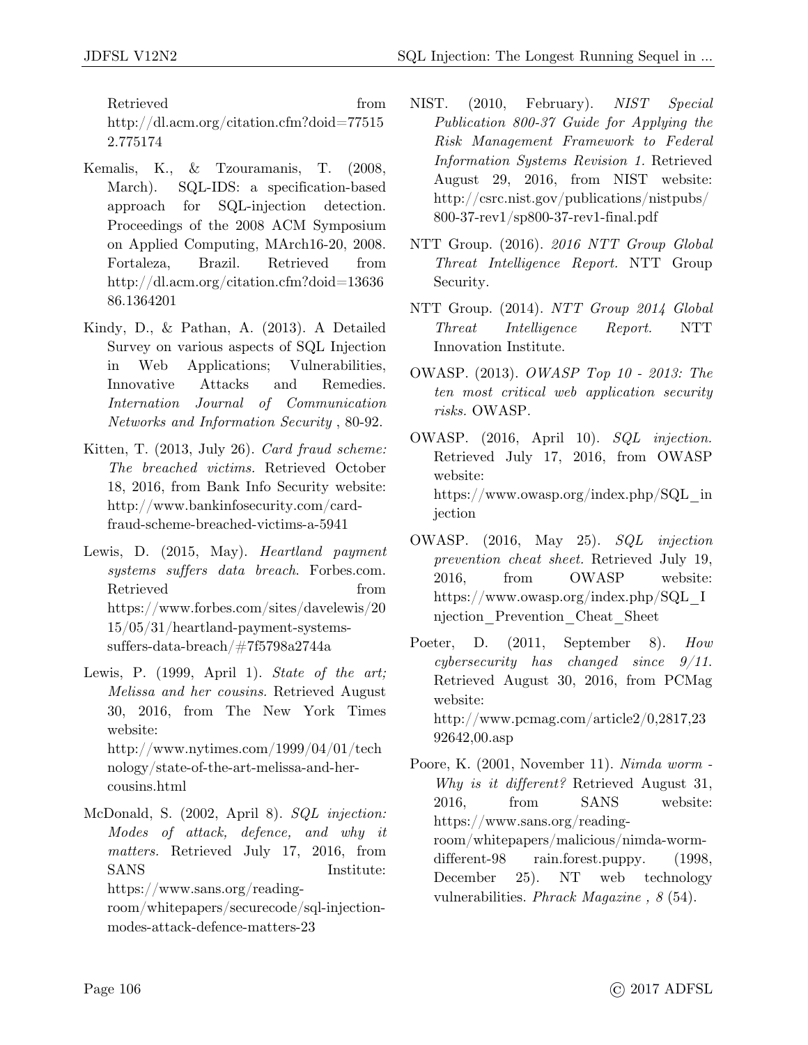Retrieved from http://dl.acm.org/citation.cfm?doid=775152.775174

Kemalis, K., & Tzouramanis, T. (2008, March). SQL-IDS: a specification-based approach for SQL-injection detection. Proceedings of the 2008 ACM Symposium on Applied Computing, MArch16-20, 2008. Fortaleza, Brazil. Retrieved from http://dl.acm.org/citation.cfm?doid=1363686.1364201

Kindy, D., & Pathan, A. (2013). A Detailed Survey on various aspects of SQL Injection in Web Applications; Vulnerabilities, Innovative Attacks and Remedies. *International Journal of Communication Networks and Information Security*, 80-92.

Kitten, T. (2013, July 26). *Card fraud scheme: The breached victims.* Retrieved October 18, 2016, from Bank Info Security website: http://www.bankinfosecurity.com/card-fraud-scheme-breached-victims-a-5941

Lewis, D. (2015, May). *Heartland payment systems suffers data breach*. Forbes.com. Retrieved from https://www.forbes.com/sites/davelewis/2015/05/31/heartland-payment-systems-suffers-data-breach/#7f5798a2744a

Lewis, P. (1999, April 1). *State of the art; Melissa and her cousins.* Retrieved August 30, 2016, from The New York Times website: http://www.nytimes.com/1999/04/01/technology/state-of-the-art-melissa-and-her-cousins.html

McDonald, S. (2002, April 8). *SQL injection: Modes of attack, defence, and why it matters.* Retrieved July 17, 2016, from SANS Institute: https://www.sans.org/reading-room/whitepapers/securecode/sql-injection-modes-attack-defence-matters-23

NIST. (2010, February). *NIST Special Publication 800-37 Guide for Applying the Risk Management Framework to Federal Information Systems Revision 1.* Retrieved August 29, 2016, from NIST website: http://csrc.nist.gov/publications/nistpubs/800-37-rev1/sp800-37-rev1-final.pdf

NTT Group. (2016). *2016 NTT Group Global Threat Intelligence Report.* NTT Group Security.

NTT Group. (2014). *NTT Group 2014 Global Threat Intelligence Report.* NTT Innovation Institute.

OWASP. (2013). *OWASP Top 10 - 2013: The ten most critical web application security risks.* OWASP.

OWASP. (2016, April 10). *SQL injection.* Retrieved July 17, 2016, from OWASP website: https://www.owasp.org/index.php/SQL_injection

OWASP. (2016, May 25). *SQL injection prevention cheat sheet.* Retrieved July 19, 2016, from OWASP website: https://www.owasp.org/index.php/SQL_Injection_Prevention_Cheat_Sheet

Poeter, D. (2011, September 8). *How cybersecurity has changed since 9/11.* Retrieved August 30, 2016, from PCMag website: http://www.pcmag.com/article2/0,2817,2392642,00.asp

Poore, K. (2001, November 11). *Nimda worm - Why is it different?* Retrieved August 31, 2016, from SANS website: https://www.sans.org/reading-room/whitepapers/malicious/nimda-worm-different-98 rain.forest.puppy. (1998, December 25). NT web technology vulnerabilities. *Phrack Magazine , 8* (54).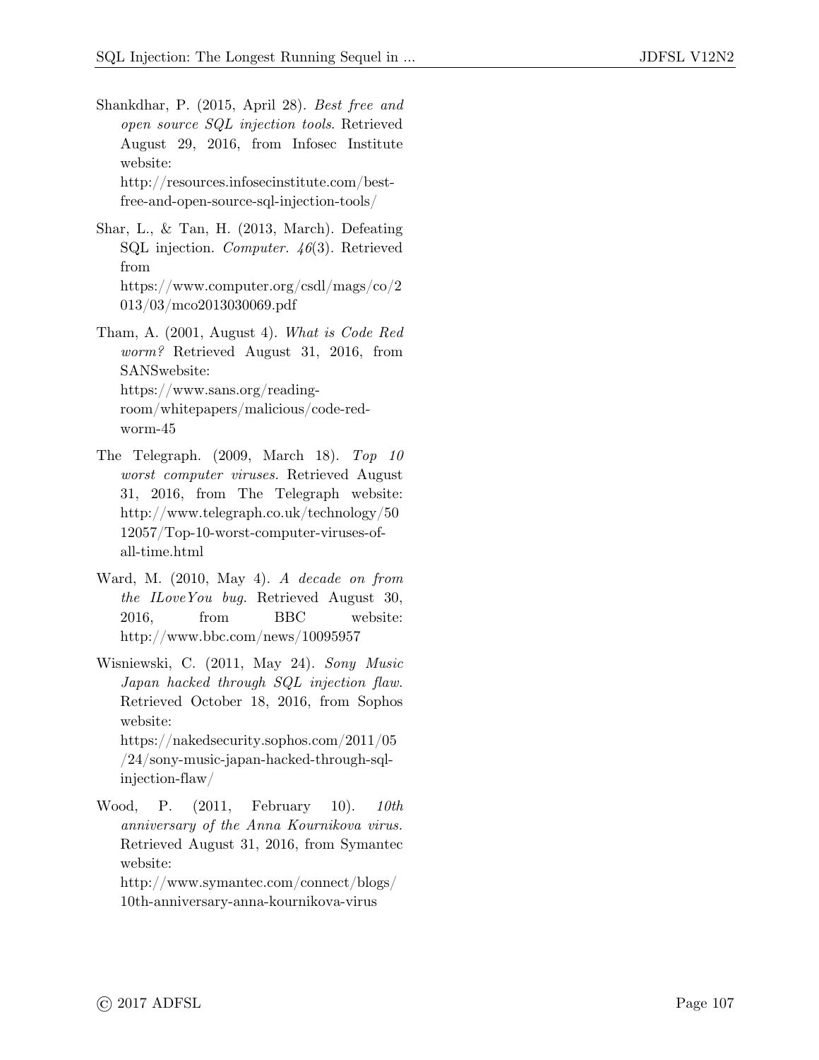Shankdhar, P. (2015, April 28). *Best free and open source SQL injection tools*. Retrieved August 29, 2016, from Infosec Institute website: http://resources.infosecinstitute.com/best-free-and-open-source-sql-injection-tools/

Shar, L., & Tan, H. (2013, March). Defeating SQL injection. *Computer. 46*(3). Retrieved from https://www.computer.org/csdl/mags/co/2013/03/mco2013030069.pdf

Tham, A. (2001, August 4). *What is Code Red worm?* Retrieved August 31, 2016, from SANSwebsite: https://www.sans.org/reading-room/whitepapers/malicious/code-red-worm-45

The Telegraph. (2009, March 18). *Top 10 worst computer viruses.* Retrieved August 31, 2016, from The Telegraph website: http://www.telegraph.co.uk/technology/5012057/Top-10-worst-computer-viruses-of-all-time.html

Ward, M. (2010, May 4). *A decade on from the ILoveYou bug.* Retrieved August 30, 2016, from BBC website: http://www.bbc.com/news/10095957

Wisniewski, C. (2011, May 24). *Sony Music Japan hacked through SQL injection flaw.* Retrieved October 18, 2016, from Sophos website: https://nakedsecurity.sophos.com/2011/05/24/sony-music-japan-hacked-through-sql-injection-flaw/

Wood, P. (2011, February 10). *10th anniversary of the Anna Kournikova virus.* Retrieved August 31, 2016, from Symantec website: http://www.symantec.com/connect/blogs/10th-anniversary-anna-kournikova-virus